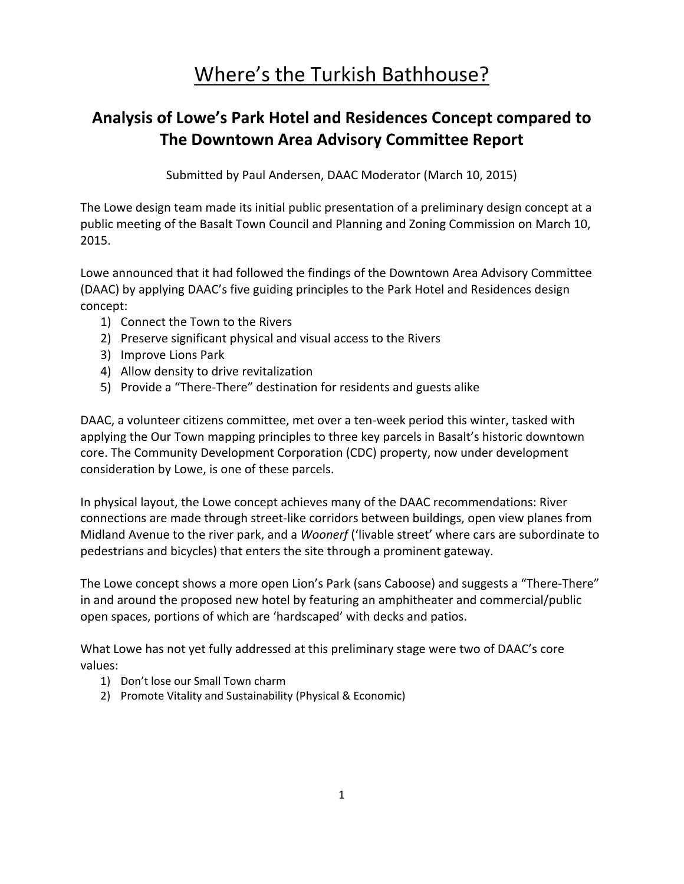# Where's the Turkish Bathhouse?

## Analysis of Lowe's Park Hotel and Residences Concept compared to The Downtown Area Advisory Committee Report

Submitted by Paul Andersen, DAAC Moderator (March 10, 2015)

The Lowe design team made its initial public presentation of a preliminary design concept at a public meeting of the Basalt Town Council and Planning and Zoning Commission on March 10, 2015.

Lowe announced that it had followed the findings of the Downtown Area Advisory Committee (DAAC) by applying DAAC's five guiding principles to the Park Hotel and Residences design concept:

1) Connect the Town to the Rivers
2) Preserve significant physical and visual access to the Rivers
3) Improve Lions Park
4) Allow density to drive revitalization
5) Provide a "There-There" destination for residents and guests alike

DAAC, a volunteer citizens committee, met over a ten-week period this winter, tasked with applying the Our Town mapping principles to three key parcels in Basalt's historic downtown core. The Community Development Corporation (CDC) property, now under development consideration by Lowe, is one of these parcels.

In physical layout, the Lowe concept achieves many of the DAAC recommendations: River connections are made through street-like corridors between buildings, open view planes from Midland Avenue to the river park, and a *Woonerf* ('livable street' where cars are subordinate to pedestrians and bicycles) that enters the site through a prominent gateway.

The Lowe concept shows a more open Lion's Park (sans Caboose) and suggests a "There-There" in and around the proposed new hotel by featuring an amphitheater and commercial/public open spaces, portions of which are 'hardscaped' with decks and patios.

What Lowe has not yet fully addressed at this preliminary stage were two of DAAC's core values:

1) Don't lose our Small Town charm
2) Promote Vitality and Sustainability (Physical & Economic)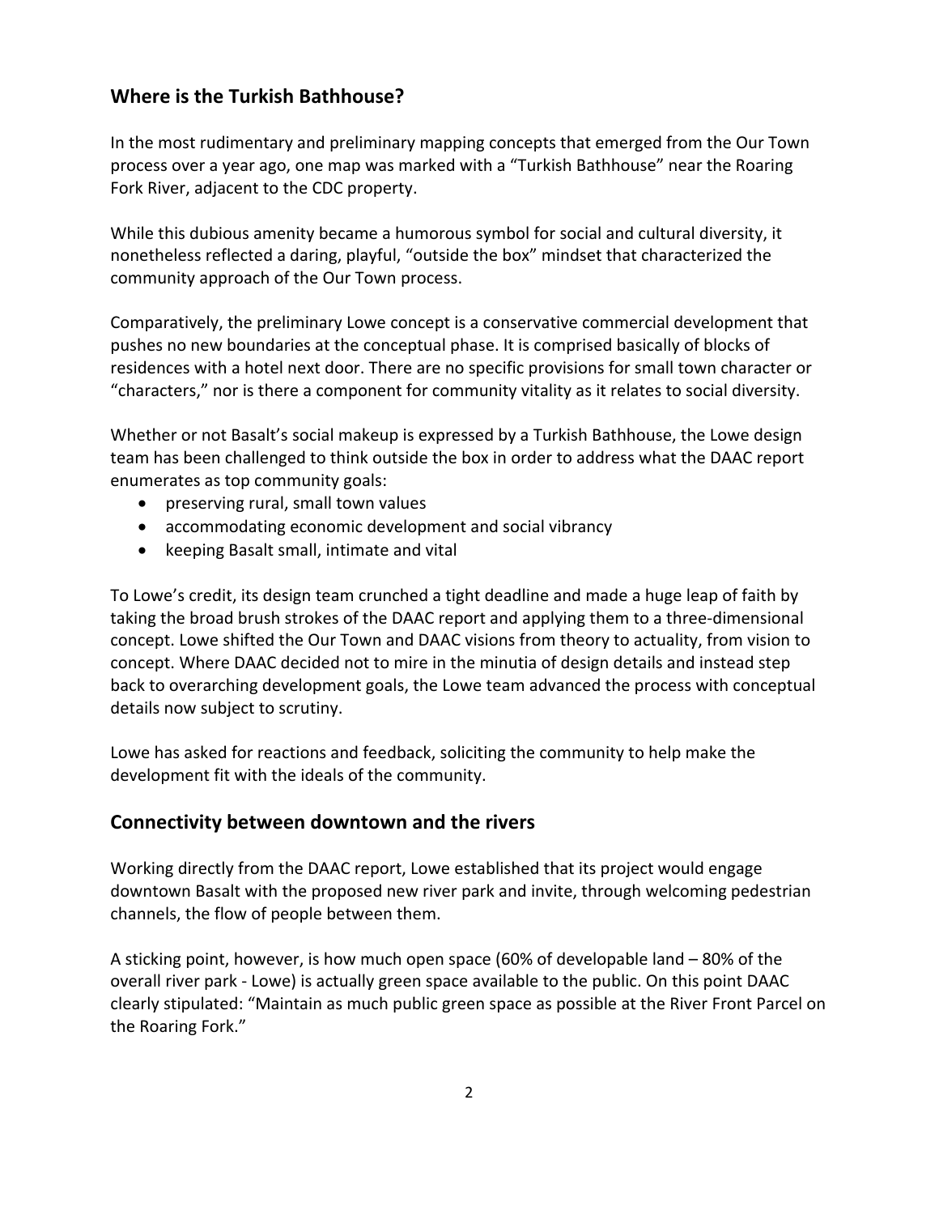## Where is the Turkish Bathhouse?

In the most rudimentary and preliminary mapping concepts that emerged from the Our Town process over a year ago, one map was marked with a "Turkish Bathhouse" near the Roaring Fork River, adjacent to the CDC property.

While this dubious amenity became a humorous symbol for social and cultural diversity, it nonetheless reflected a daring, playful, "outside the box" mindset that characterized the community approach of the Our Town process.

Comparatively, the preliminary Lowe concept is a conservative commercial development that pushes no new boundaries at the conceptual phase. It is comprised basically of blocks of residences with a hotel next door. There are no specific provisions for small town character or "characters," nor is there a component for community vitality as it relates to social diversity.

Whether or not Basalt's social makeup is expressed by a Turkish Bathhouse, the Lowe design team has been challenged to think outside the box in order to address what the DAAC report enumerates as top community goals:

- preserving rural, small town values
- accommodating economic development and social vibrancy
- keeping Basalt small, intimate and vital

To Lowe's credit, its design team crunched a tight deadline and made a huge leap of faith by taking the broad brush strokes of the DAAC report and applying them to a three-dimensional concept. Lowe shifted the Our Town and DAAC visions from theory to actuality, from vision to concept. Where DAAC decided not to mire in the minutia of design details and instead step back to overarching development goals, the Lowe team advanced the process with conceptual details now subject to scrutiny.

Lowe has asked for reactions and feedback, soliciting the community to help make the development fit with the ideals of the community.

## Connectivity between downtown and the rivers

Working directly from the DAAC report, Lowe established that its project would engage downtown Basalt with the proposed new river park and invite, through welcoming pedestrian channels, the flow of people between them.

A sticking point, however, is how much open space (60% of developable land – 80% of the overall river park - Lowe) is actually green space available to the public. On this point DAAC clearly stipulated: "Maintain as much public green space as possible at the River Front Parcel on the Roaring Fork."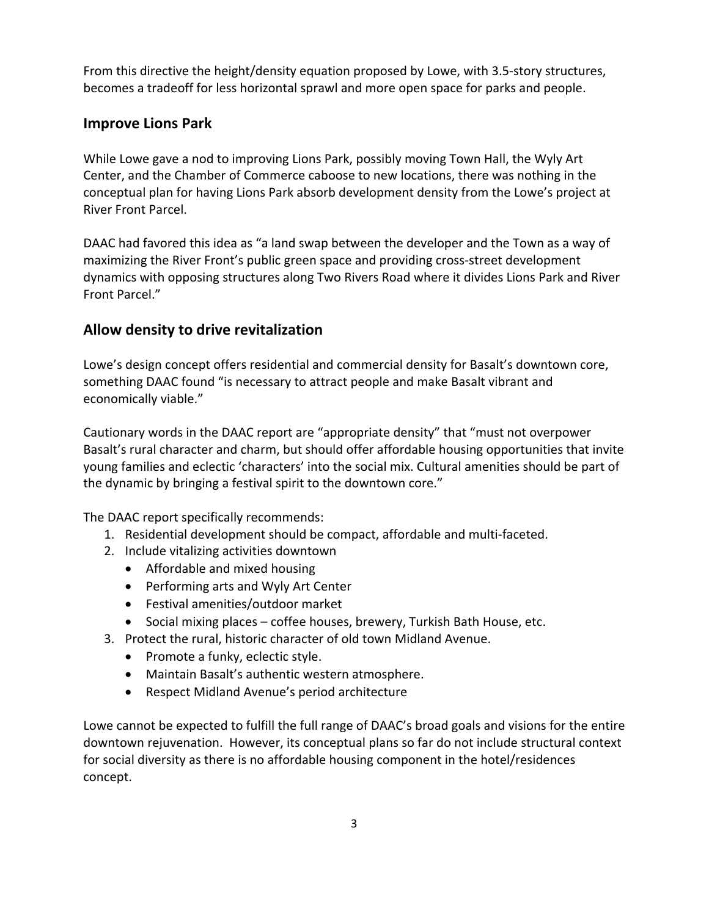From this directive the height/density equation proposed by Lowe, with 3.5-story structures, becomes a tradeoff for less horizontal sprawl and more open space for parks and people.

## Improve Lions Park

While Lowe gave a nod to improving Lions Park, possibly moving Town Hall, the Wyly Art Center, and the Chamber of Commerce caboose to new locations, there was nothing in the conceptual plan for having Lions Park absorb development density from the Lowe's project at River Front Parcel.

DAAC had favored this idea as "a land swap between the developer and the Town as a way of maximizing the River Front's public green space and providing cross-street development dynamics with opposing structures along Two Rivers Road where it divides Lions Park and River Front Parcel."

## Allow density to drive revitalization

Lowe's design concept offers residential and commercial density for Basalt's downtown core, something DAAC found "is necessary to attract people and make Basalt vibrant and economically viable."

Cautionary words in the DAAC report are "appropriate density" that "must not overpower Basalt's rural character and charm, but should offer affordable housing opportunities that invite young families and eclectic 'characters' into the social mix. Cultural amenities should be part of the dynamic by bringing a festival spirit to the downtown core."

The DAAC report specifically recommends:

1. Residential development should be compact, affordable and multi-faceted.
2. Include vitalizing activities downtown
   - Affordable and mixed housing
   - Performing arts and Wyly Art Center
   - Festival amenities/outdoor market
   - Social mixing places – coffee houses, brewery, Turkish Bath House, etc.
3. Protect the rural, historic character of old town Midland Avenue.
   - Promote a funky, eclectic style.
   - Maintain Basalt's authentic western atmosphere.
   - Respect Midland Avenue's period architecture

Lowe cannot be expected to fulfill the full range of DAAC's broad goals and visions for the entire downtown rejuvenation. However, its conceptual plans so far do not include structural context for social diversity as there is no affordable housing component in the hotel/residences concept.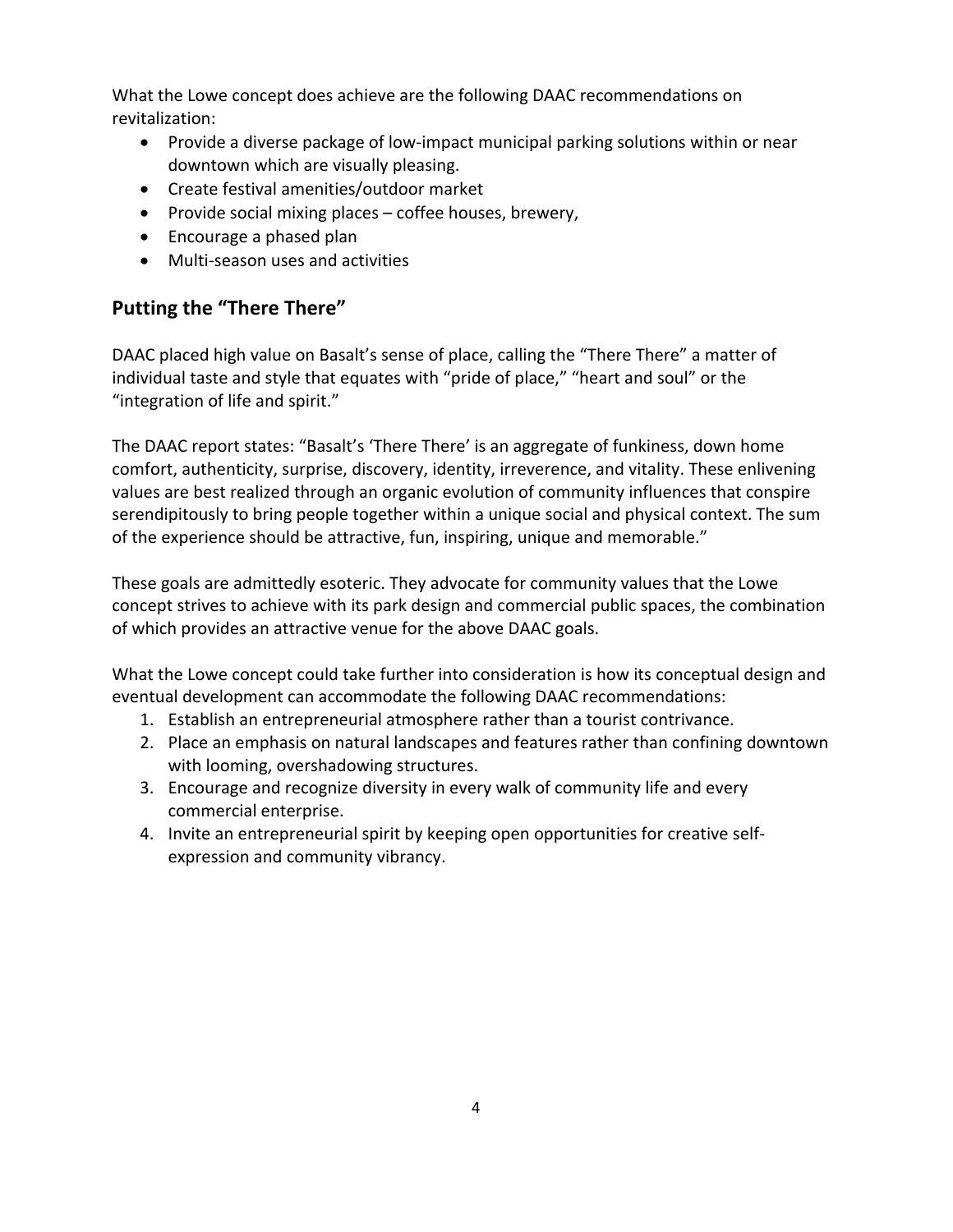What the Lowe concept does achieve are the following DAAC recommendations on revitalization:

- Provide a diverse package of low-impact municipal parking solutions within or near downtown which are visually pleasing.
- Create festival amenities/outdoor market
- Provide social mixing places – coffee houses, brewery,
- Encourage a phased plan
- Multi-season uses and activities

## Putting the "There There"

DAAC placed high value on Basalt's sense of place, calling the "There There" a matter of individual taste and style that equates with "pride of place," "heart and soul" or the "integration of life and spirit."

The DAAC report states: "Basalt's 'There There' is an aggregate of funkiness, down home comfort, authenticity, surprise, discovery, identity, irreverence, and vitality. These enlivening values are best realized through an organic evolution of community influences that conspire serendipitously to bring people together within a unique social and physical context. The sum of the experience should be attractive, fun, inspiring, unique and memorable."

These goals are admittedly esoteric. They advocate for community values that the Lowe concept strives to achieve with its park design and commercial public spaces, the combination of which provides an attractive venue for the above DAAC goals.

What the Lowe concept could take further into consideration is how its conceptual design and eventual development can accommodate the following DAAC recommendations:

1. Establish an entrepreneurial atmosphere rather than a tourist contrivance.
2. Place an emphasis on natural landscapes and features rather than confining downtown with looming, overshadowing structures.
3. Encourage and recognize diversity in every walk of community life and every commercial enterprise.
4. Invite an entrepreneurial spirit by keeping open opportunities for creative self-expression and community vibrancy.